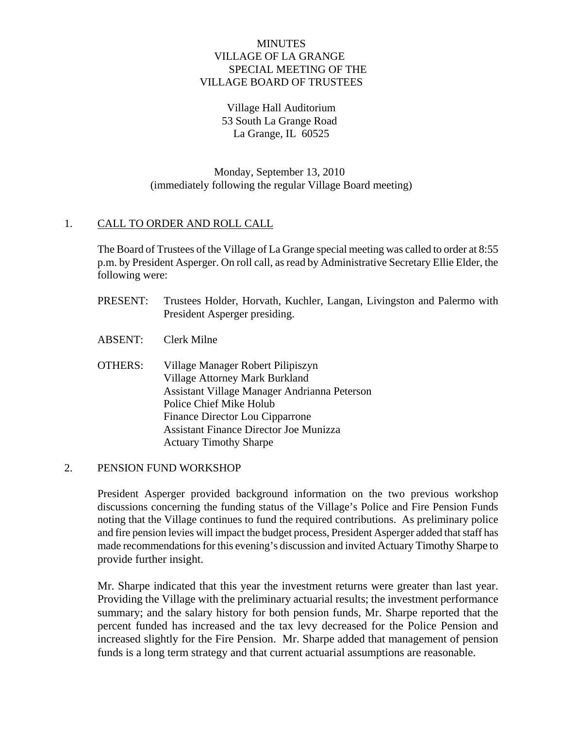# MINUTES
# VILLAGE OF LA GRANGE
## SPECIAL MEETING OF THE
## VILLAGE BOARD OF TRUSTEES

Village Hall Auditorium
53 South La Grange Road
La Grange, IL 60525

Monday, September 13, 2010
(immediately following the regular Village Board meeting)

1. CALL TO ORDER AND ROLL CALL

The Board of Trustees of the Village of La Grange special meeting was called to order at 8:55 p.m. by President Asperger. On roll call, as read by Administrative Secretary Ellie Elder, the following were:

PRESENT: Trustees Holder, Horvath, Kuchler, Langan, Livingston and Palermo with President Asperger presiding.

ABSENT: Clerk Milne

OTHERS: Village Manager Robert Pilipiszyn
Village Attorney Mark Burkland
Assistant Village Manager Andrianna Peterson
Police Chief Mike Holub
Finance Director Lou Cipparrone
Assistant Finance Director Joe Munizza
Actuary Timothy Sharpe

2. PENSION FUND WORKSHOP

President Asperger provided background information on the two previous workshop discussions concerning the funding status of the Village's Police and Fire Pension Funds noting that the Village continues to fund the required contributions. As preliminary police and fire pension levies will impact the budget process, President Asperger added that staff has made recommendations for this evening's discussion and invited Actuary Timothy Sharpe to provide further insight.

Mr. Sharpe indicated that this year the investment returns were greater than last year. Providing the Village with the preliminary actuarial results; the investment performance summary; and the salary history for both pension funds, Mr. Sharpe reported that the percent funded has increased and the tax levy decreased for the Police Pension and increased slightly for the Fire Pension. Mr. Sharpe added that management of pension funds is a long term strategy and that current actuarial assumptions are reasonable.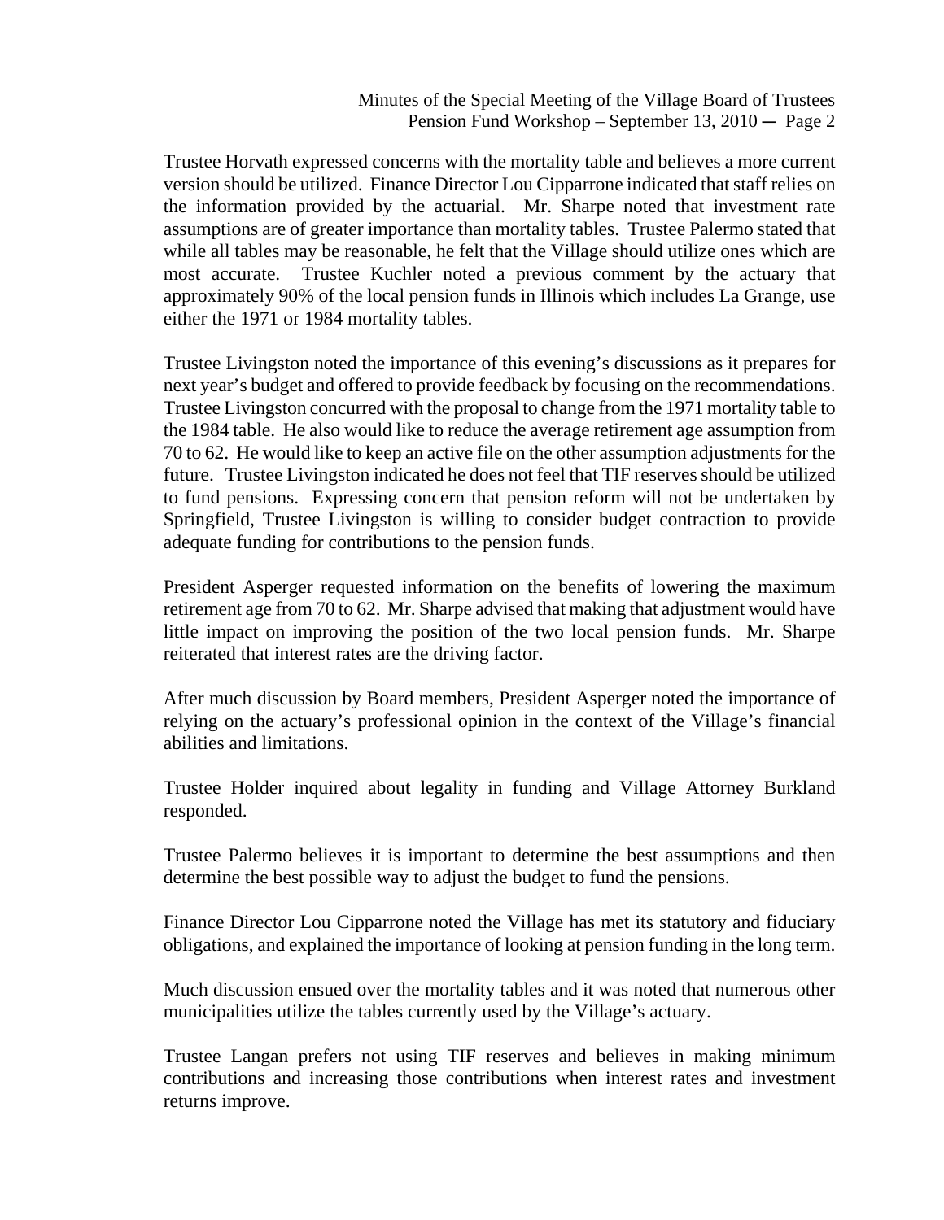Trustee Horvath expressed concerns with the mortality table and believes a more current version should be utilized. Finance Director Lou Cipparrone indicated that staff relies on the information provided by the actuarial. Mr. Sharpe noted that investment rate assumptions are of greater importance than mortality tables. Trustee Palermo stated that while all tables may be reasonable, he felt that the Village should utilize ones which are most accurate. Trustee Kuchler noted a previous comment by the actuary that approximately 90% of the local pension funds in Illinois which includes La Grange, use either the 1971 or 1984 mortality tables.

Trustee Livingston noted the importance of this evening's discussions as it prepares for next year's budget and offered to provide feedback by focusing on the recommendations. Trustee Livingston concurred with the proposal to change from the 1971 mortality table to the 1984 table. He also would like to reduce the average retirement age assumption from 70 to 62. He would like to keep an active file on the other assumption adjustments for the future. Trustee Livingston indicated he does not feel that TIF reserves should be utilized to fund pensions. Expressing concern that pension reform will not be undertaken by Springfield, Trustee Livingston is willing to consider budget contraction to provide adequate funding for contributions to the pension funds.

President Asperger requested information on the benefits of lowering the maximum retirement age from 70 to 62. Mr. Sharpe advised that making that adjustment would have little impact on improving the position of the two local pension funds. Mr. Sharpe reiterated that interest rates are the driving factor.

After much discussion by Board members, President Asperger noted the importance of relying on the actuary's professional opinion in the context of the Village's financial abilities and limitations.

Trustee Holder inquired about legality in funding and Village Attorney Burkland responded.

Trustee Palermo believes it is important to determine the best assumptions and then determine the best possible way to adjust the budget to fund the pensions.

Finance Director Lou Cipparrone noted the Village has met its statutory and fiduciary obligations, and explained the importance of looking at pension funding in the long term.

Much discussion ensued over the mortality tables and it was noted that numerous other municipalities utilize the tables currently used by the Village's actuary.

Trustee Langan prefers not using TIF reserves and believes in making minimum contributions and increasing those contributions when interest rates and investment returns improve.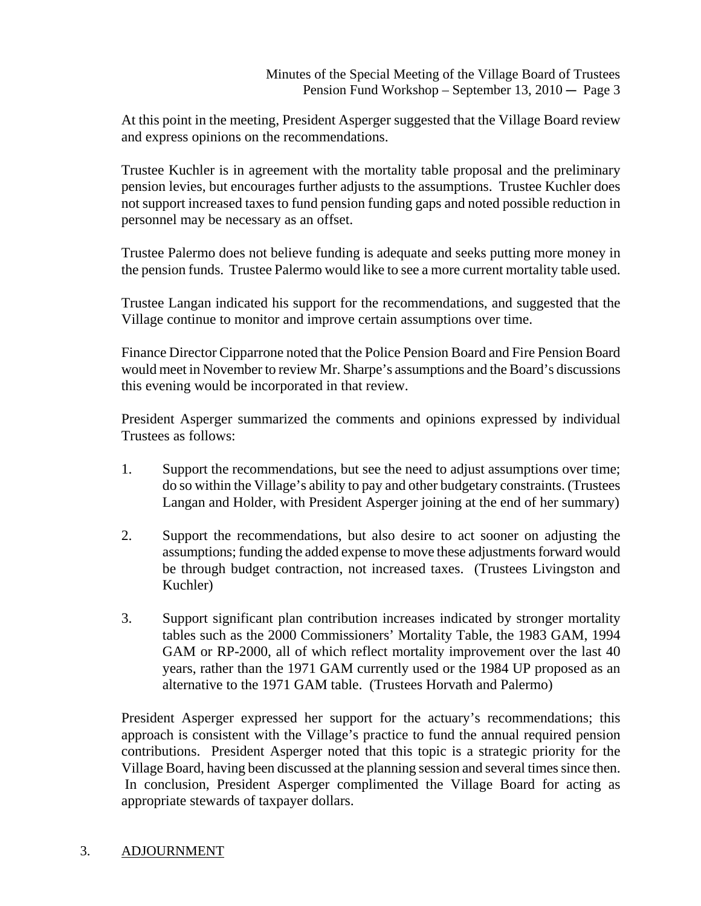At this point in the meeting, President Asperger suggested that the Village Board review and express opinions on the recommendations.

Trustee Kuchler is in agreement with the mortality table proposal and the preliminary pension levies, but encourages further adjusts to the assumptions. Trustee Kuchler does not support increased taxes to fund pension funding gaps and noted possible reduction in personnel may be necessary as an offset.

Trustee Palermo does not believe funding is adequate and seeks putting more money in the pension funds. Trustee Palermo would like to see a more current mortality table used.

Trustee Langan indicated his support for the recommendations, and suggested that the Village continue to monitor and improve certain assumptions over time.

Finance Director Cipparrone noted that the Police Pension Board and Fire Pension Board would meet in November to review Mr. Sharpe's assumptions and the Board's discussions this evening would be incorporated in that review.

President Asperger summarized the comments and opinions expressed by individual Trustees as follows:

1. Support the recommendations, but see the need to adjust assumptions over time; do so within the Village's ability to pay and other budgetary constraints. (Trustees Langan and Holder, with President Asperger joining at the end of her summary)

2. Support the recommendations, but also desire to act sooner on adjusting the assumptions; funding the added expense to move these adjustments forward would be through budget contraction, not increased taxes. (Trustees Livingston and Kuchler)

3. Support significant plan contribution increases indicated by stronger mortality tables such as the 2000 Commissioners' Mortality Table, the 1983 GAM, 1994 GAM or RP-2000, all of which reflect mortality improvement over the last 40 years, rather than the 1971 GAM currently used or the 1984 UP proposed as an alternative to the 1971 GAM table. (Trustees Horvath and Palermo)

President Asperger expressed her support for the actuary's recommendations; this approach is consistent with the Village's practice to fund the annual required pension contributions. President Asperger noted that this topic is a strategic priority for the Village Board, having been discussed at the planning session and several times since then. In conclusion, President Asperger complimented the Village Board for acting as appropriate stewards of taxpayer dollars.

3. ADJOURNMENT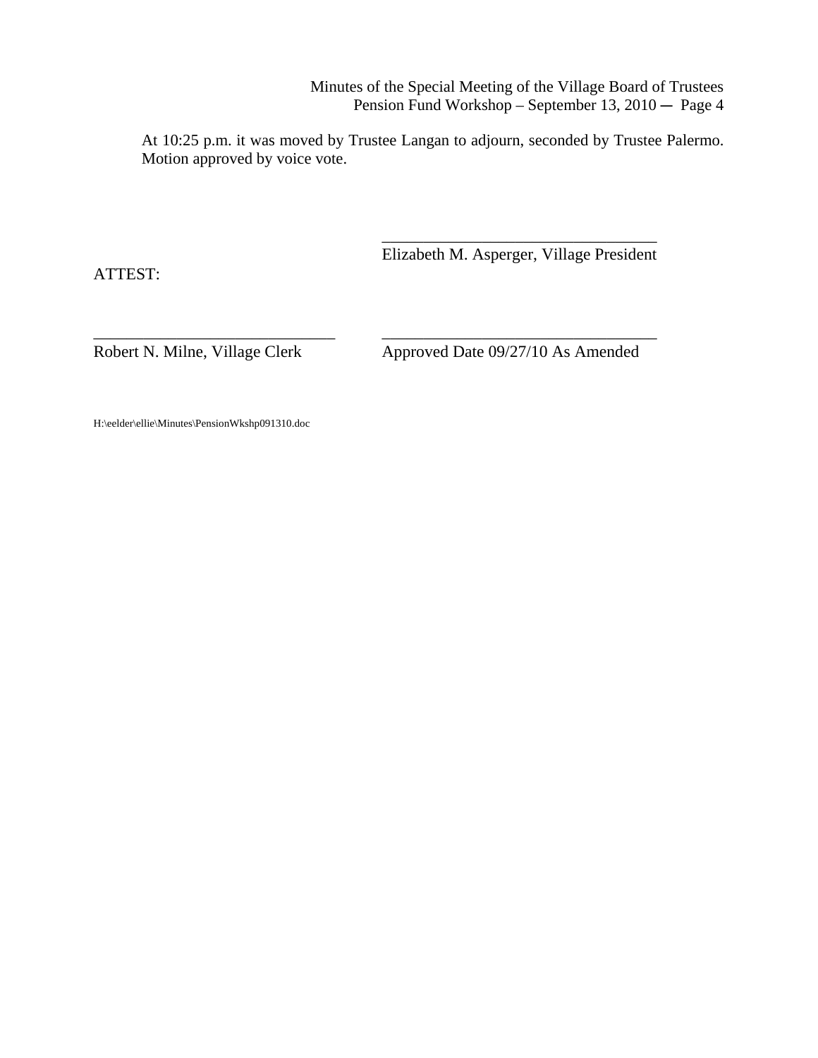At 10:25 p.m. it was moved by Trustee Langan to adjourn, seconded by Trustee Palermo. Motion approved by voice vote.

\_\_\_\_\_\_\_\_\_\_\_\_\_\_\_\_\_\_\_\_\_\_\_\_\_\_\_\_\_\_\_\_\_\_
Elizabeth M. Asperger, Village President

ATTEST:

\_\_\_\_\_\_\_\_\_\_\_\_\_\_\_\_\_\_\_\_\_\_\_\_\_\_\_\_\_\_
Robert N. Milne, Village Clerk

\_\_\_\_\_\_\_\_\_\_\_\_\_\_\_\_\_\_\_\_\_\_\_\_\_\_\_\_\_\_\_\_\_\_
Approved Date 09/27/10 As Amended

H:\eelder\ellie\Minutes\PensionWkshp091310.doc